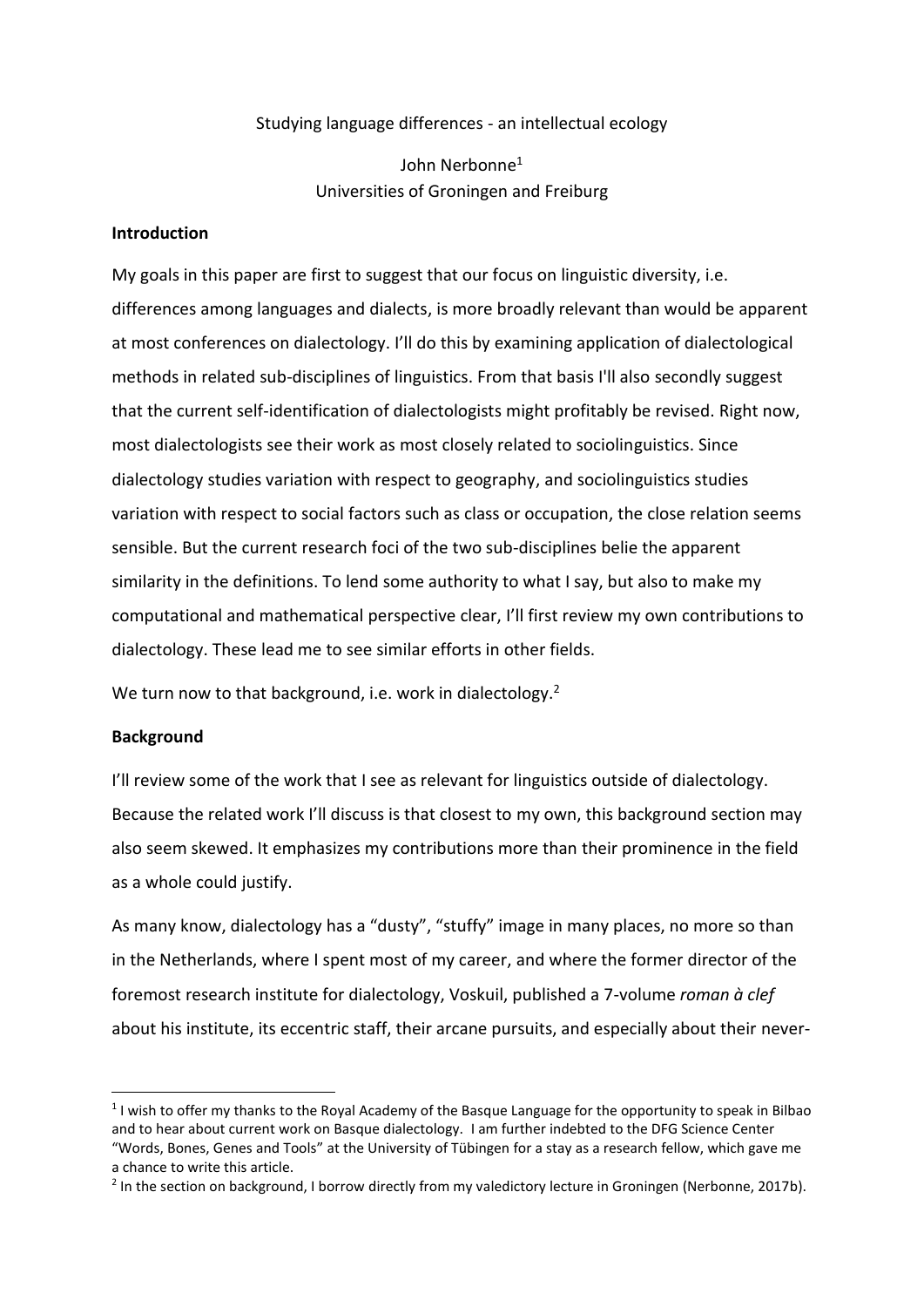# Studying language differences - an intellectual ecology

John Nerbonne[1]
Universities of Groningen and Freiburg

## Introduction

My goals in this paper are first to suggest that our focus on linguistic diversity, i.e. differences among languages and dialects, is more broadly relevant than would be apparent at most conferences on dialectology. I'll do this by examining application of dialectological methods in related sub-disciplines of linguistics. From that basis I'll also secondly suggest that the current self-identification of dialectologists might profitably be revised. Right now, most dialectologists see their work as most closely related to sociolinguistics. Since dialectology studies variation with respect to geography, and sociolinguistics studies variation with respect to social factors such as class or occupation, the close relation seems sensible. But the current research foci of the two sub-disciplines belie the apparent similarity in the definitions. To lend some authority to what I say, but also to make my computational and mathematical perspective clear, I'll first review my own contributions to dialectology. These lead me to see similar efforts in other fields.

We turn now to that background, i.e. work in dialectology.[2]

## Background

I'll review some of the work that I see as relevant for linguistics outside of dialectology. Because the related work I'll discuss is that closest to my own, this background section may also seem skewed. It emphasizes my contributions more than their prominence in the field as a whole could justify.

As many know, dialectology has a "dusty", "stuffy" image in many places, no more so than in the Netherlands, where I spent most of my career, and where the former director of the foremost research institute for dialectology, Voskuil, published a 7-volume *roman à clef* about his institute, its eccentric staff, their arcane pursuits, and especially about their never-

[1] I wish to offer my thanks to the Royal Academy of the Basque Language for the opportunity to speak in Bilbao and to hear about current work on Basque dialectology. I am further indebted to the DFG Science Center "Words, Bones, Genes and Tools" at the University of Tübingen for a stay as a research fellow, which gave me a chance to write this article.

[2] In the section on background, I borrow directly from my valedictory lecture in Groningen (Nerbonne, 2017b).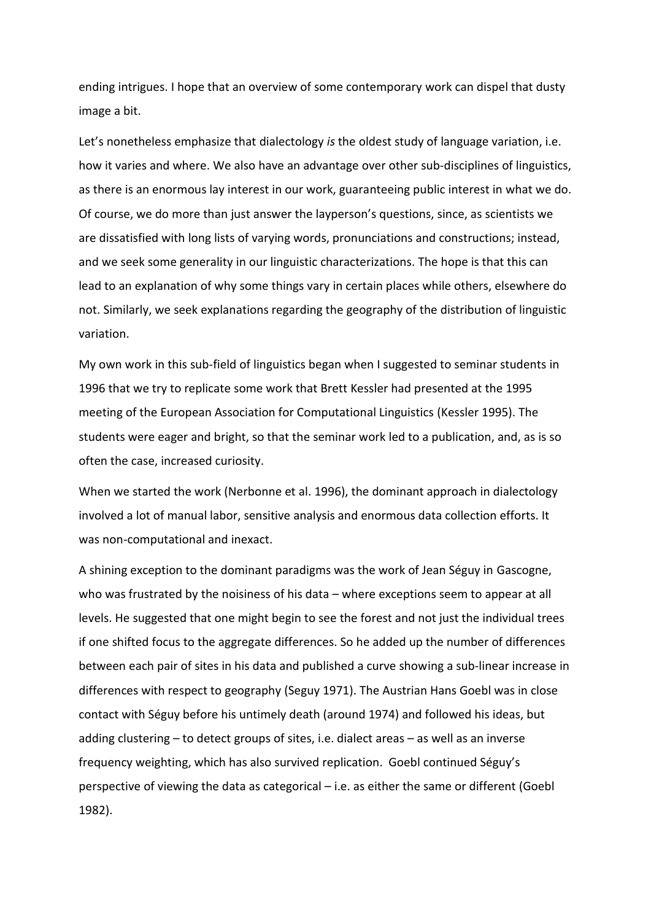ending intrigues. I hope that an overview of some contemporary work can dispel that dusty image a bit.

Let's nonetheless emphasize that dialectology *is* the oldest study of language variation, i.e. how it varies and where. We also have an advantage over other sub-disciplines of linguistics, as there is an enormous lay interest in our work, guaranteeing public interest in what we do. Of course, we do more than just answer the layperson's questions, since, as scientists we are dissatisfied with long lists of varying words, pronunciations and constructions; instead, and we seek some generality in our linguistic characterizations. The hope is that this can lead to an explanation of why some things vary in certain places while others, elsewhere do not. Similarly, we seek explanations regarding the geography of the distribution of linguistic variation.

My own work in this sub-field of linguistics began when I suggested to seminar students in 1996 that we try to replicate some work that Brett Kessler had presented at the 1995 meeting of the European Association for Computational Linguistics (Kessler 1995). The students were eager and bright, so that the seminar work led to a publication, and, as is so often the case, increased curiosity.

When we started the work (Nerbonne et al. 1996), the dominant approach in dialectology involved a lot of manual labor, sensitive analysis and enormous data collection efforts. It was non-computational and inexact.

A shining exception to the dominant paradigms was the work of Jean Séguy in Gascogne, who was frustrated by the noisiness of his data – where exceptions seem to appear at all levels. He suggested that one might begin to see the forest and not just the individual trees if one shifted focus to the aggregate differences. So he added up the number of differences between each pair of sites in his data and published a curve showing a sub-linear increase in differences with respect to geography (Seguy 1971). The Austrian Hans Goebl was in close contact with Séguy before his untimely death (around 1974) and followed his ideas, but adding clustering – to detect groups of sites, i.e. dialect areas – as well as an inverse frequency weighting, which has also survived replication. Goebl continued Séguy's perspective of viewing the data as categorical – i.e. as either the same or different (Goebl 1982).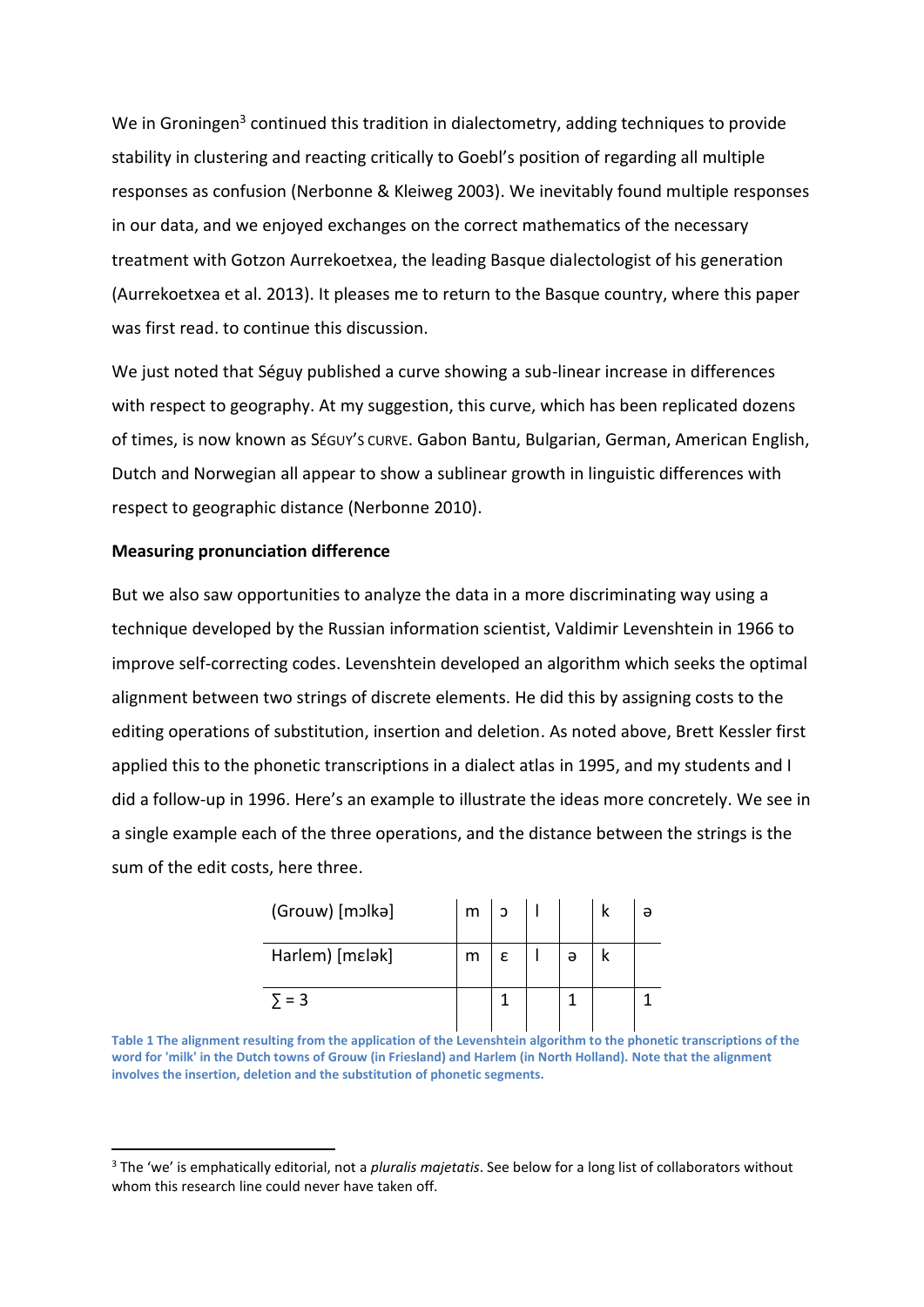We in Groningen[3] continued this tradition in dialectometry, adding techniques to provide stability in clustering and reacting critically to Goebl's position of regarding all multiple responses as confusion (Nerbonne & Kleiweg 2003). We inevitably found multiple responses in our data, and we enjoyed exchanges on the correct mathematics of the necessary treatment with Gotzon Aurrekoetxea, the leading Basque dialectologist of his generation (Aurrekoetxea et al. 2013). It pleases me to return to the Basque country, where this paper was first read. to continue this discussion.

We just noted that Séguy published a curve showing a sub-linear increase in differences with respect to geography. At my suggestion, this curve, which has been replicated dozens of times, is now known as SÉGUY'S CURVE. Gabon Bantu, Bulgarian, German, American English, Dutch and Norwegian all appear to show a sublinear growth in linguistic differences with respect to geographic distance (Nerbonne 2010).

**Measuring pronunciation difference**

But we also saw opportunities to analyze the data in a more discriminating way using a technique developed by the Russian information scientist, Valdimir Levenshtein in 1966 to improve self-correcting codes. Levenshtein developed an algorithm which seeks the optimal alignment between two strings of discrete elements. He did this by assigning costs to the editing operations of substitution, insertion and deletion. As noted above, Brett Kessler first applied this to the phonetic transcriptions in a dialect atlas in 1995, and my students and I did a follow-up in 1996. Here's an example to illustrate the ideas more concretely. We see in a single example each of the three operations, and the distance between the strings is the sum of the edit costs, here three.

| (Grouw) [mɔlkə] | m | ɔ | l | | k | ə |
|---|---|---|---|---|---|---|
| Harlem) [mɛlək] | m | ɛ | l | ə | k | |
| ∑ = 3 | | 1 | | 1 | | 1 |

**Table 1 The alignment resulting from the application of the Levenshtein algorithm to the phonetic transcriptions of the word for 'milk' in the Dutch towns of Grouw (in Friesland) and Harlem (in North Holland). Note that the alignment involves the insertion, deletion and the substitution of phonetic segments.**

[3] The 'we' is emphatically editorial, not a *pluralis majetatis*. See below for a long list of collaborators without whom this research line could never have taken off.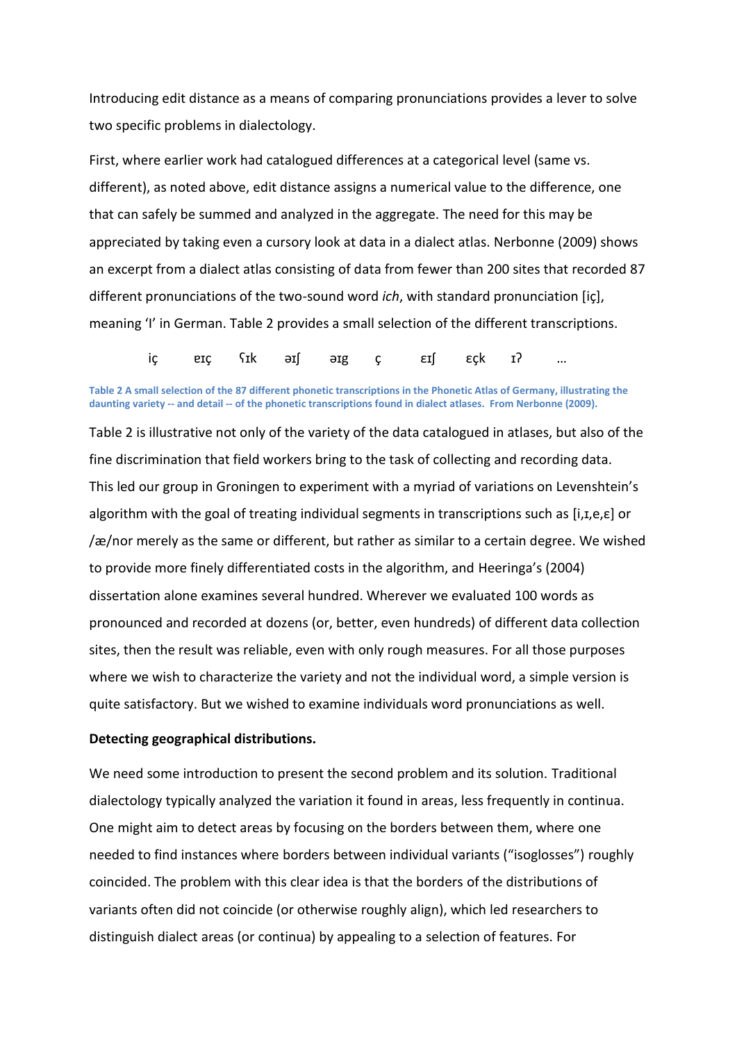Introducing edit distance as a means of comparing pronunciations provides a lever to solve two specific problems in dialectology.

First, where earlier work had catalogued differences at a categorical level (same vs. different), as noted above, edit distance assigns a numerical value to the difference, one that can safely be summed and analyzed in the aggregate. The need for this may be appreciated by taking even a cursory look at data in a dialect atlas. Nerbonne (2009) shows an excerpt from a dialect atlas consisting of data from fewer than 200 sites that recorded 87 different pronunciations of the two-sound word *ich*, with standard pronunciation [iç], meaning 'I' in German. Table 2 provides a small selection of the different transcriptions.

| iç | ɐɪç | ʕɪk | əɪʃ | əɪg | ç | ɛɪʃ | ɛçk | ɪʔ | ... |
|---|---|---|---|---|---|---|---|---|---|

**Table 2 A small selection of the 87 different phonetic transcriptions in the Phonetic Atlas of Germany, illustrating the daunting variety -- and detail -- of the phonetic transcriptions found in dialect atlases. From Nerbonne (2009).**

Table 2 is illustrative not only of the variety of the data catalogued in atlases, but also of the fine discrimination that field workers bring to the task of collecting and recording data. This led our group in Groningen to experiment with a myriad of variations on Levenshtein's algorithm with the goal of treating individual segments in transcriptions such as [i,ɪ,e,ɛ] or /æ/nor merely as the same or different, but rather as similar to a certain degree. We wished to provide more finely differentiated costs in the algorithm, and Heeringa's (2004) dissertation alone examines several hundred. Wherever we evaluated 100 words as pronounced and recorded at dozens (or, better, even hundreds) of different data collection sites, then the result was reliable, even with only rough measures. For all those purposes where we wish to characterize the variety and not the individual word, a simple version is quite satisfactory. But we wished to examine individuals word pronunciations as well.

**Detecting geographical distributions.**

We need some introduction to present the second problem and its solution. Traditional dialectology typically analyzed the variation it found in areas, less frequently in continua. One might aim to detect areas by focusing on the borders between them, where one needed to find instances where borders between individual variants ("isoglosses") roughly coincided. The problem with this clear idea is that the borders of the distributions of variants often did not coincide (or otherwise roughly align), which led researchers to distinguish dialect areas (or continua) by appealing to a selection of features. For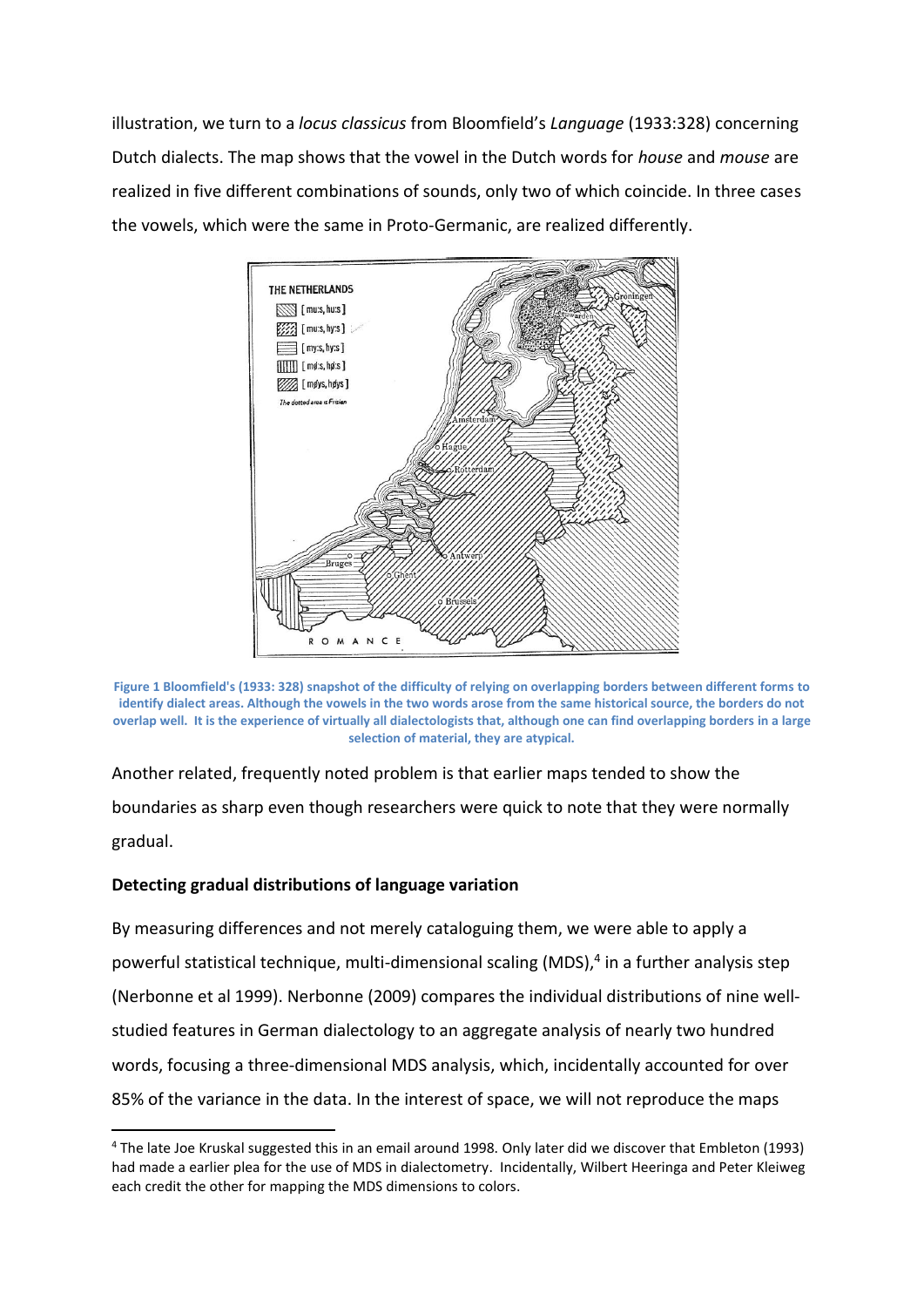illustration, we turn to a *locus classicus* from Bloomfield's *Language* (1933:328) concerning Dutch dialects. The map shows that the vowel in the Dutch words for *house* and *mouse* are realized in five different combinations of sounds, only two of which coincide. In three cases the vowels, which were the same in Proto-Germanic, are realized differently.

**Figure 1 Bloomfield's (1933: 328) snapshot of the difficulty of relying on overlapping borders between different forms to identify dialect areas. Although the vowels in the two words arose from the same historical source, the borders do not overlap well. It is the experience of virtually all dialectologists that, although one can find overlapping borders in a large selection of material, they are atypical.**

Another related, frequently noted problem is that earlier maps tended to show the boundaries as sharp even though researchers were quick to note that they were normally gradual.

### Detecting gradual distributions of language variation

By measuring differences and not merely cataloguing them, we were able to apply a powerful statistical technique, multi-dimensional scaling (MDS),[4] in a further analysis step (Nerbonne et al 1999). Nerbonne (2009) compares the individual distributions of nine well-studied features in German dialectology to an aggregate analysis of nearly two hundred words, focusing a three-dimensional MDS analysis, which, incidentally accounted for over 85% of the variance in the data. In the interest of space, we will not reproduce the maps

[4] The late Joe Kruskal suggested this in an email around 1998. Only later did we discover that Embleton (1993) had made a earlier plea for the use of MDS in dialectometry. Incidentally, Wilbert Heeringa and Peter Kleiweg each credit the other for mapping the MDS dimensions to colors.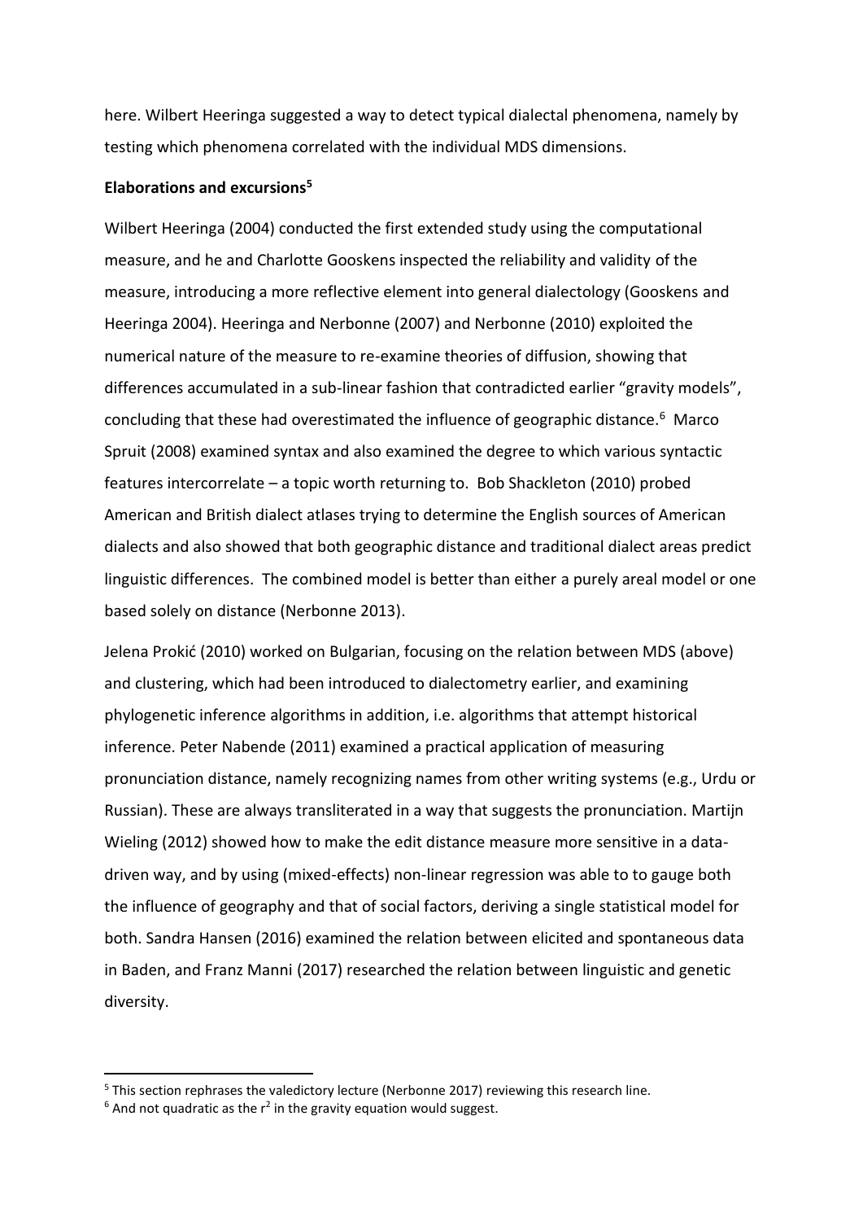here. Wilbert Heeringa suggested a way to detect typical dialectal phenomena, namely by testing which phenomena correlated with the individual MDS dimensions.

**Elaborations and excursions**[5]

Wilbert Heeringa (2004) conducted the first extended study using the computational measure, and he and Charlotte Gooskens inspected the reliability and validity of the measure, introducing a more reflective element into general dialectology (Gooskens and Heeringa 2004). Heeringa and Nerbonne (2007) and Nerbonne (2010) exploited the numerical nature of the measure to re-examine theories of diffusion, showing that differences accumulated in a sub-linear fashion that contradicted earlier "gravity models", concluding that these had overestimated the influence of geographic distance.[6] Marco Spruit (2008) examined syntax and also examined the degree to which various syntactic features intercorrelate – a topic worth returning to. Bob Shackleton (2010) probed American and British dialect atlases trying to determine the English sources of American dialects and also showed that both geographic distance and traditional dialect areas predict linguistic differences. The combined model is better than either a purely areal model or one based solely on distance (Nerbonne 2013).

Jelena Prokić (2010) worked on Bulgarian, focusing on the relation between MDS (above) and clustering, which had been introduced to dialectometry earlier, and examining phylogenetic inference algorithms in addition, i.e. algorithms that attempt historical inference. Peter Nabende (2011) examined a practical application of measuring pronunciation distance, namely recognizing names from other writing systems (e.g., Urdu or Russian). These are always transliterated in a way that suggests the pronunciation. Martijn Wieling (2012) showed how to make the edit distance measure more sensitive in a data-driven way, and by using (mixed-effects) non-linear regression was able to to gauge both the influence of geography and that of social factors, deriving a single statistical model for both. Sandra Hansen (2016) examined the relation between elicited and spontaneous data in Baden, and Franz Manni (2017) researched the relation between linguistic and genetic diversity.

---

[5] This section rephrases the valedictory lecture (Nerbonne 2017) reviewing this research line.

[6] And not quadratic as the $r^2$ in the gravity equation would suggest.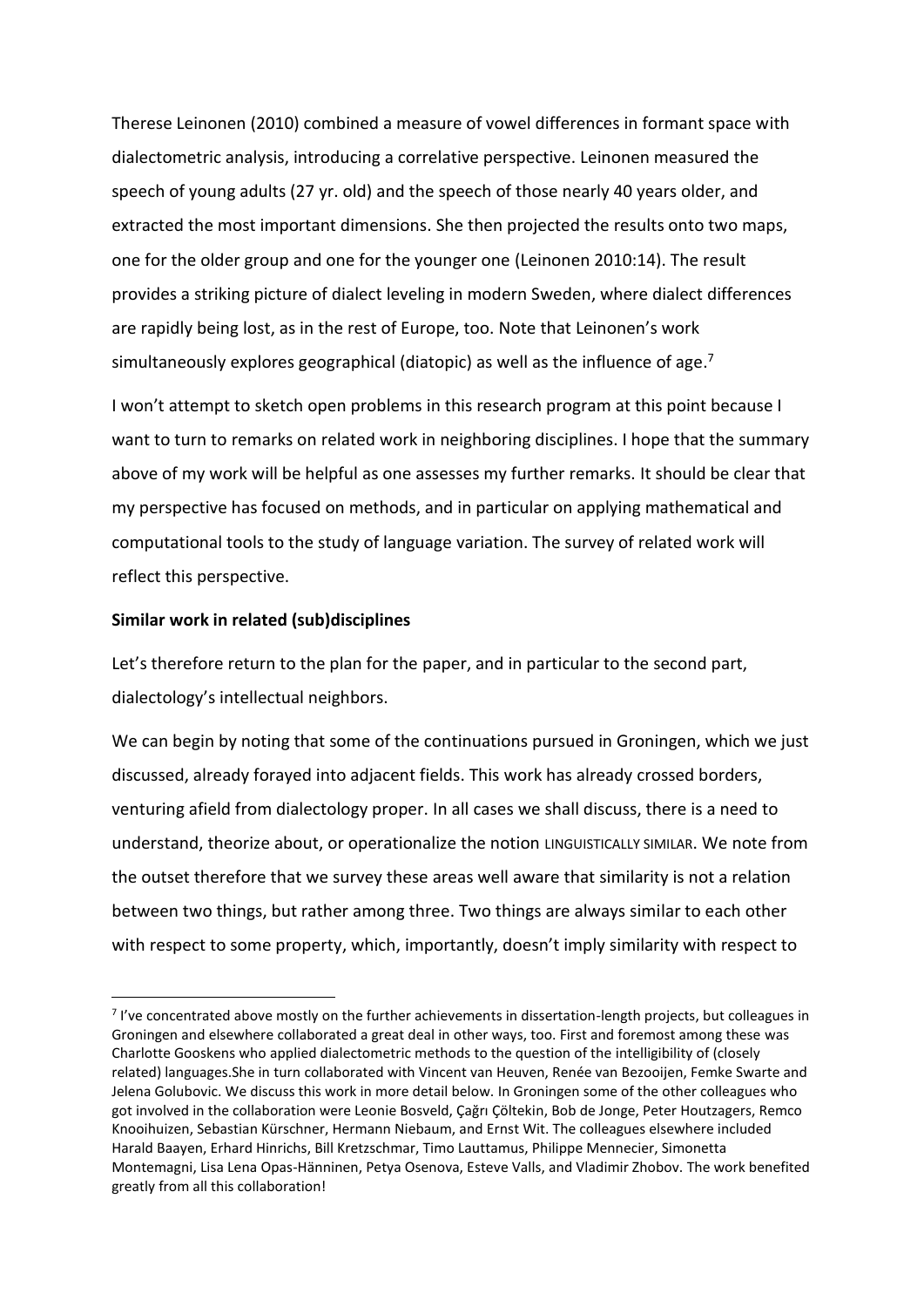Therese Leinonen (2010) combined a measure of vowel differences in formant space with dialectometric analysis, introducing a correlative perspective. Leinonen measured the speech of young adults (27 yr. old) and the speech of those nearly 40 years older, and extracted the most important dimensions. She then projected the results onto two maps, one for the older group and one for the younger one (Leinonen 2010:14). The result provides a striking picture of dialect leveling in modern Sweden, where dialect differences are rapidly being lost, as in the rest of Europe, too. Note that Leinonen's work simultaneously explores geographical (diatopic) as well as the influence of age.[7]

I won't attempt to sketch open problems in this research program at this point because I want to turn to remarks on related work in neighboring disciplines. I hope that the summary above of my work will be helpful as one assesses my further remarks. It should be clear that my perspective has focused on methods, and in particular on applying mathematical and computational tools to the study of language variation. The survey of related work will reflect this perspective.

**Similar work in related (sub)disciplines**

Let's therefore return to the plan for the paper, and in particular to the second part, dialectology's intellectual neighbors.

We can begin by noting that some of the continuations pursued in Groningen, which we just discussed, already forayed into adjacent fields. This work has already crossed borders, venturing afield from dialectology proper. In all cases we shall discuss, there is a need to understand, theorize about, or operationalize the notion LINGUISTICALLY SIMILAR. We note from the outset therefore that we survey these areas well aware that similarity is not a relation between two things, but rather among three. Two things are always similar to each other with respect to some property, which, importantly, doesn't imply similarity with respect to

[7] I've concentrated above mostly on the further achievements in dissertation-length projects, but colleagues in Groningen and elsewhere collaborated a great deal in other ways, too. First and foremost among these was Charlotte Gooskens who applied dialectometric methods to the question of the intelligibility of (closely related) languages.She in turn collaborated with Vincent van Heuven, Renée van Bezooijen, Femke Swarte and Jelena Golubovic. We discuss this work in more detail below. In Groningen some of the other colleagues who got involved in the collaboration were Leonie Bosveld, Çağrı Çöltekin, Bob de Jonge, Peter Houtzagers, Remco Knooihuizen, Sebastian Kürschner, Hermann Niebaum, and Ernst Wit. The colleagues elsewhere included Harald Baayen, Erhard Hinrichs, Bill Kretzschmar, Timo Lauttamus, Philippe Mennecier, Simonetta Montemagni, Lisa Lena Opas-Hänninen, Petya Osenova, Esteve Valls, and Vladimir Zhobov. The work benefited greatly from all this collaboration!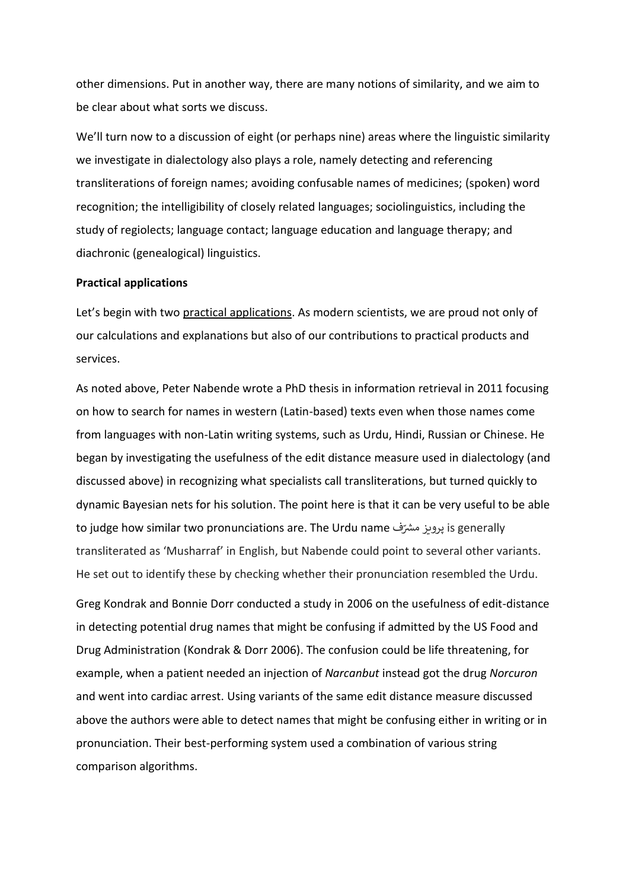other dimensions. Put in another way, there are many notions of similarity, and we aim to be clear about what sorts we discuss.

We'll turn now to a discussion of eight (or perhaps nine) areas where the linguistic similarity we investigate in dialectology also plays a role, namely detecting and referencing transliterations of foreign names; avoiding confusable names of medicines; (spoken) word recognition; the intelligibility of closely related languages; sociolinguistics, including the study of regiolects; language contact; language education and language therapy; and diachronic (genealogical) linguistics.

**Practical applications**

Let's begin with two practical applications. As modern scientists, we are proud not only of our calculations and explanations but also of our contributions to practical products and services.

As noted above, Peter Nabende wrote a PhD thesis in information retrieval in 2011 focusing on how to search for names in western (Latin-based) texts even when those names come from languages with non-Latin writing systems, such as Urdu, Hindi, Russian or Chinese. He began by investigating the usefulness of the edit distance measure used in dialectology (and discussed above) in recognizing what specialists call transliterations, but turned quickly to dynamic Bayesian nets for his solution. The point here is that it can be very useful to be able to judge how similar two pronunciations are. The Urdu name پرویز مشرّف is generally transliterated as 'Musharraf' in English, but Nabende could point to several other variants. He set out to identify these by checking whether their pronunciation resembled the Urdu.

Greg Kondrak and Bonnie Dorr conducted a study in 2006 on the usefulness of edit-distance in detecting potential drug names that might be confusing if admitted by the US Food and Drug Administration (Kondrak & Dorr 2006). The confusion could be life threatening, for example, when a patient needed an injection of *Narcanbut* instead got the drug *Norcuron* and went into cardiac arrest. Using variants of the same edit distance measure discussed above the authors were able to detect names that might be confusing either in writing or in pronunciation. Their best-performing system used a combination of various string comparison algorithms.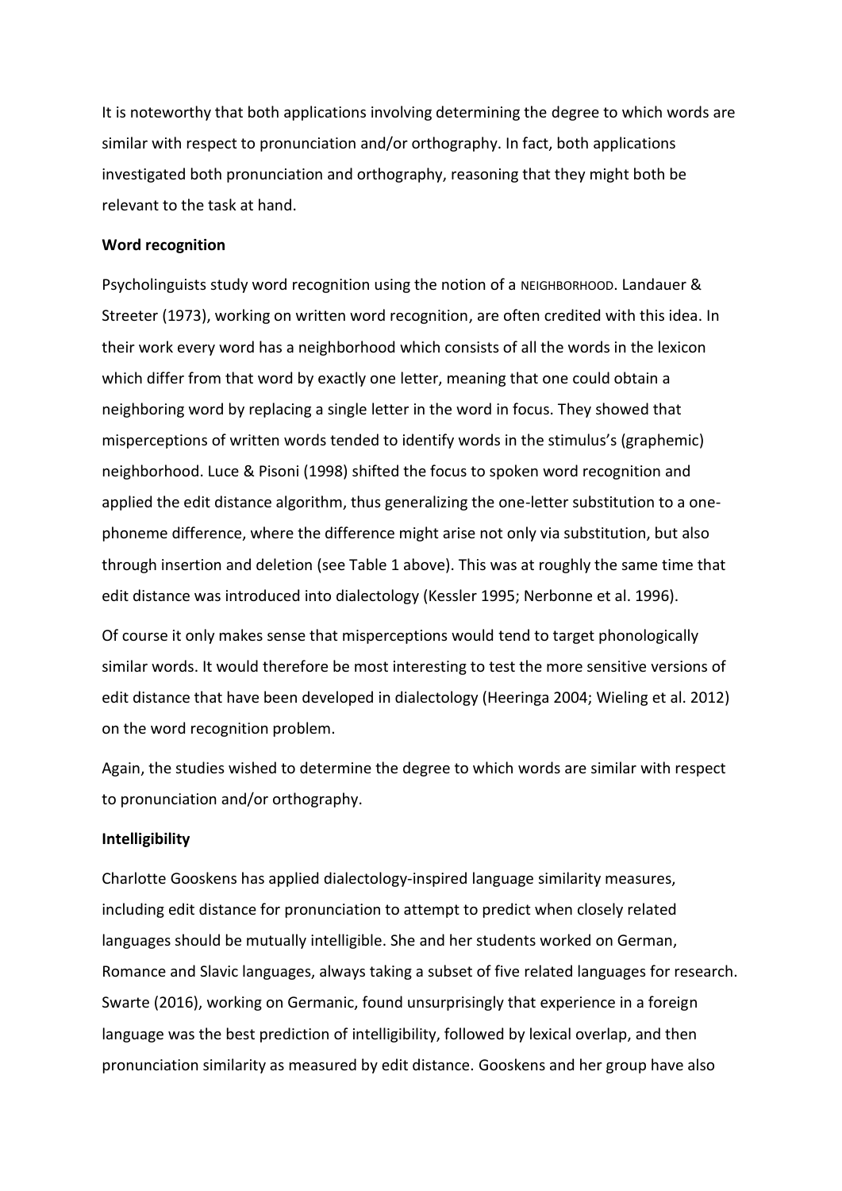It is noteworthy that both applications involving determining the degree to which words are similar with respect to pronunciation and/or orthography. In fact, both applications investigated both pronunciation and orthography, reasoning that they might both be relevant to the task at hand.

**Word recognition**

Psycholinguists study word recognition using the notion of a NEIGHBORHOOD. Landauer & Streeter (1973), working on written word recognition, are often credited with this idea. In their work every word has a neighborhood which consists of all the words in the lexicon which differ from that word by exactly one letter, meaning that one could obtain a neighboring word by replacing a single letter in the word in focus. They showed that misperceptions of written words tended to identify words in the stimulus's (graphemic) neighborhood. Luce & Pisoni (1998) shifted the focus to spoken word recognition and applied the edit distance algorithm, thus generalizing the one-letter substitution to a one-phoneme difference, where the difference might arise not only via substitution, but also through insertion and deletion (see Table 1 above). This was at roughly the same time that edit distance was introduced into dialectology (Kessler 1995; Nerbonne et al. 1996).

Of course it only makes sense that misperceptions would tend to target phonologically similar words. It would therefore be most interesting to test the more sensitive versions of edit distance that have been developed in dialectology (Heeringa 2004; Wieling et al. 2012) on the word recognition problem.

Again, the studies wished to determine the degree to which words are similar with respect to pronunciation and/or orthography.

**Intelligibility**

Charlotte Gooskens has applied dialectology-inspired language similarity measures, including edit distance for pronunciation to attempt to predict when closely related languages should be mutually intelligible. She and her students worked on German, Romance and Slavic languages, always taking a subset of five related languages for research. Swarte (2016), working on Germanic, found unsurprisingly that experience in a foreign language was the best prediction of intelligibility, followed by lexical overlap, and then pronunciation similarity as measured by edit distance. Gooskens and her group have also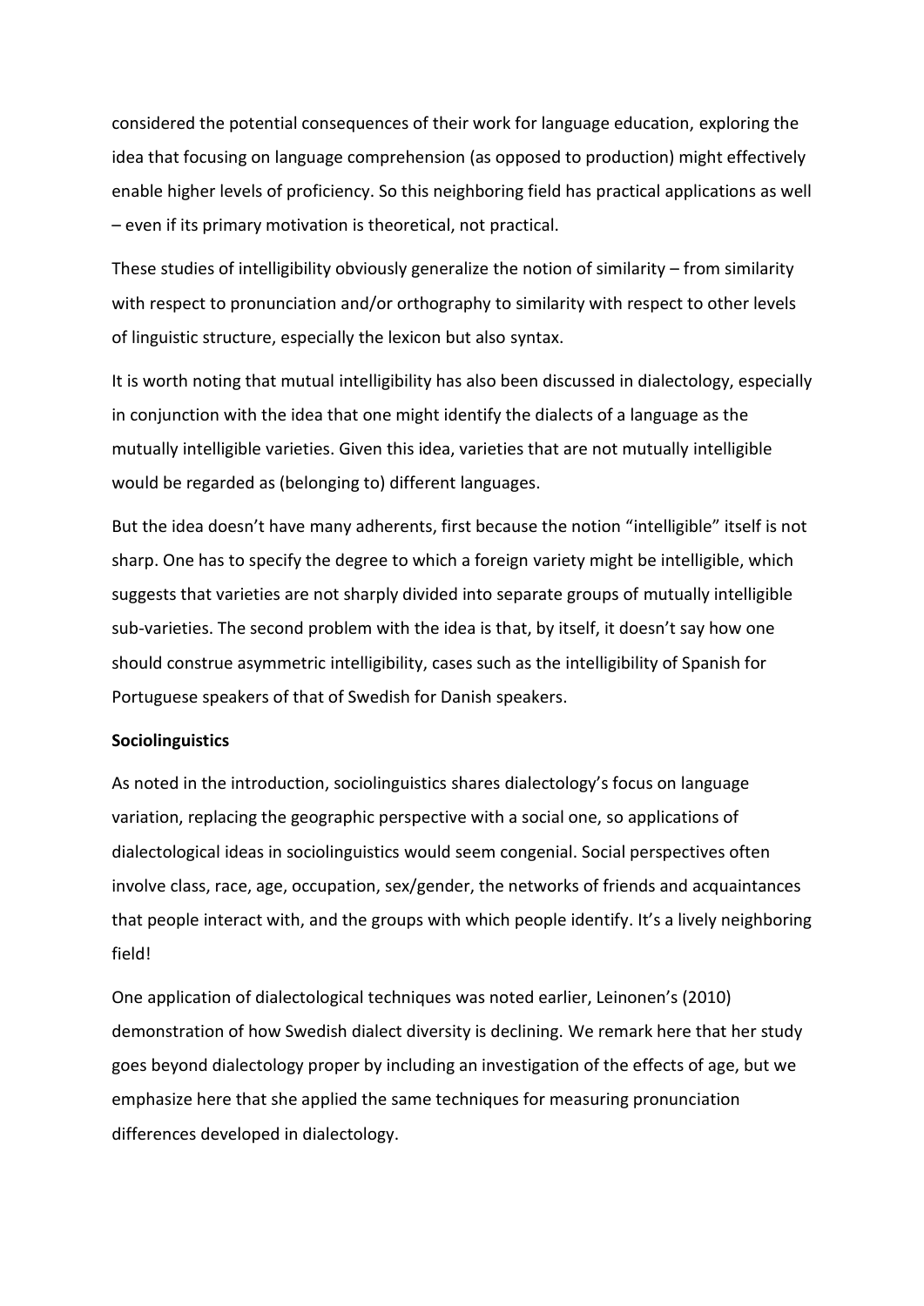considered the potential consequences of their work for language education, exploring the idea that focusing on language comprehension (as opposed to production) might effectively enable higher levels of proficiency. So this neighboring field has practical applications as well – even if its primary motivation is theoretical, not practical.

These studies of intelligibility obviously generalize the notion of similarity – from similarity with respect to pronunciation and/or orthography to similarity with respect to other levels of linguistic structure, especially the lexicon but also syntax.

It is worth noting that mutual intelligibility has also been discussed in dialectology, especially in conjunction with the idea that one might identify the dialects of a language as the mutually intelligible varieties. Given this idea, varieties that are not mutually intelligible would be regarded as (belonging to) different languages.

But the idea doesn't have many adherents, first because the notion "intelligible" itself is not sharp. One has to specify the degree to which a foreign variety might be intelligible, which suggests that varieties are not sharply divided into separate groups of mutually intelligible sub-varieties. The second problem with the idea is that, by itself, it doesn't say how one should construe asymmetric intelligibility, cases such as the intelligibility of Spanish for Portuguese speakers of that of Swedish for Danish speakers.

**Sociolinguistics**

As noted in the introduction, sociolinguistics shares dialectology's focus on language variation, replacing the geographic perspective with a social one, so applications of dialectological ideas in sociolinguistics would seem congenial. Social perspectives often involve class, race, age, occupation, sex/gender, the networks of friends and acquaintances that people interact with, and the groups with which people identify. It's a lively neighboring field!

One application of dialectological techniques was noted earlier, Leinonen's (2010) demonstration of how Swedish dialect diversity is declining. We remark here that her study goes beyond dialectology proper by including an investigation of the effects of age, but we emphasize here that she applied the same techniques for measuring pronunciation differences developed in dialectology.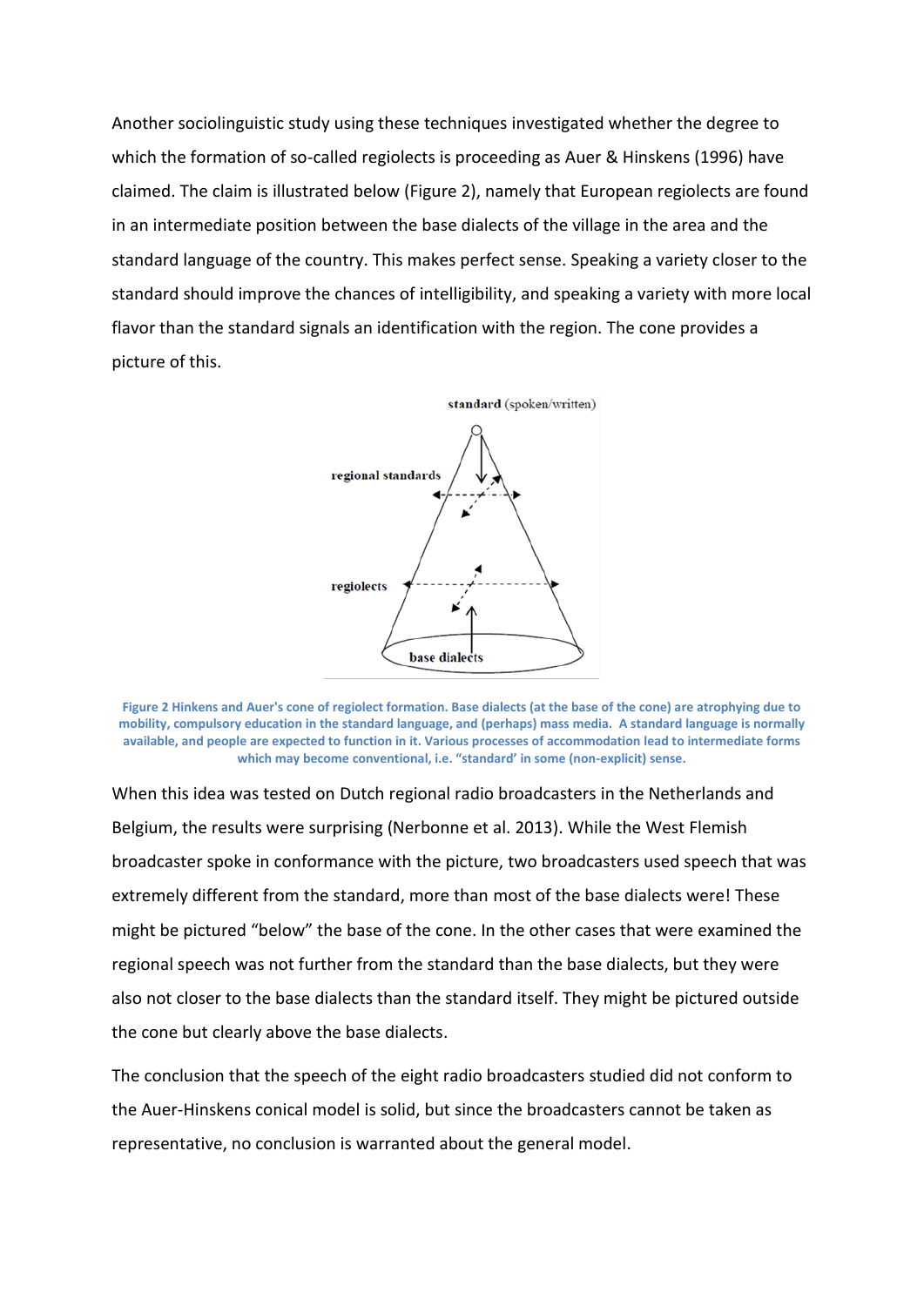Another sociolinguistic study using these techniques investigated whether the degree to which the formation of so-called regiolects is proceeding as Auer & Hinskens (1996) have claimed. The claim is illustrated below (Figure 2), namely that European regiolects are found in an intermediate position between the base dialects of the village in the area and the standard language of the country. This makes perfect sense. Speaking a variety closer to the standard should improve the chances of intelligibility, and speaking a variety with more local flavor than the standard signals an identification with the region. The cone provides a picture of this.

standard (spoken/written)

regional standards

regiolects

base dialects

**Figure 2 Hinkens and Auer's cone of regiolect formation. Base dialects (at the base of the cone) are atrophying due to mobility, compulsory education in the standard language, and (perhaps) mass media. A standard language is normally available, and people are expected to function in it. Various processes of accommodation lead to intermediate forms which may become conventional, i.e. "standard' in some (non-explicit) sense.**

When this idea was tested on Dutch regional radio broadcasters in the Netherlands and Belgium, the results were surprising (Nerbonne et al. 2013). While the West Flemish broadcaster spoke in conformance with the picture, two broadcasters used speech that was extremely different from the standard, more than most of the base dialects were! These might be pictured "below" the base of the cone. In the other cases that were examined the regional speech was not further from the standard than the base dialects, but they were also not closer to the base dialects than the standard itself. They might be pictured outside the cone but clearly above the base dialects.

The conclusion that the speech of the eight radio broadcasters studied did not conform to the Auer-Hinskens conical model is solid, but since the broadcasters cannot be taken as representative, no conclusion is warranted about the general model.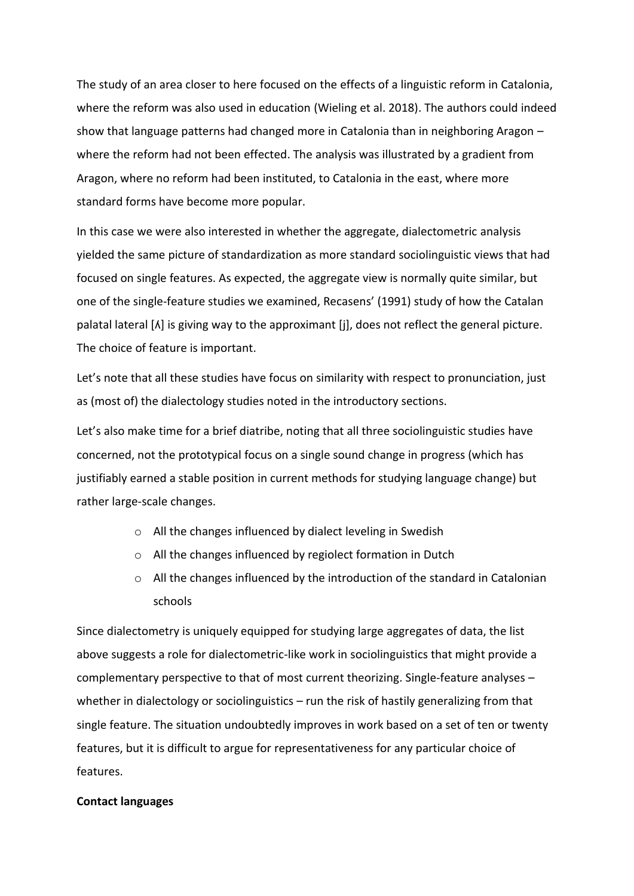The study of an area closer to here focused on the effects of a linguistic reform in Catalonia, where the reform was also used in education (Wieling et al. 2018). The authors could indeed show that language patterns had changed more in Catalonia than in neighboring Aragon – where the reform had not been effected. The analysis was illustrated by a gradient from Aragon, where no reform had been instituted, to Catalonia in the east, where more standard forms have become more popular.

In this case we were also interested in whether the aggregate, dialectometric analysis yielded the same picture of standardization as more standard sociolinguistic views that had focused on single features. As expected, the aggregate view is normally quite similar, but one of the single-feature studies we examined, Recasens' (1991) study of how the Catalan palatal lateral [ʎ] is giving way to the approximant [j], does not reflect the general picture. The choice of feature is important.

Let's note that all these studies have focus on similarity with respect to pronunciation, just as (most of) the dialectology studies noted in the introductory sections.

Let's also make time for a brief diatribe, noting that all three sociolinguistic studies have concerned, not the prototypical focus on a single sound change in progress (which has justifiably earned a stable position in current methods for studying language change) but rather large-scale changes.

- All the changes influenced by dialect leveling in Swedish
- All the changes influenced by regiolect formation in Dutch
- All the changes influenced by the introduction of the standard in Catalonian schools

Since dialectometry is uniquely equipped for studying large aggregates of data, the list above suggests a role for dialectometric-like work in sociolinguistics that might provide a complementary perspective to that of most current theorizing. Single-feature analyses – whether in dialectology or sociolinguistics – run the risk of hastily generalizing from that single feature. The situation undoubtedly improves in work based on a set of ten or twenty features, but it is difficult to argue for representativeness for any particular choice of features.

**Contact languages**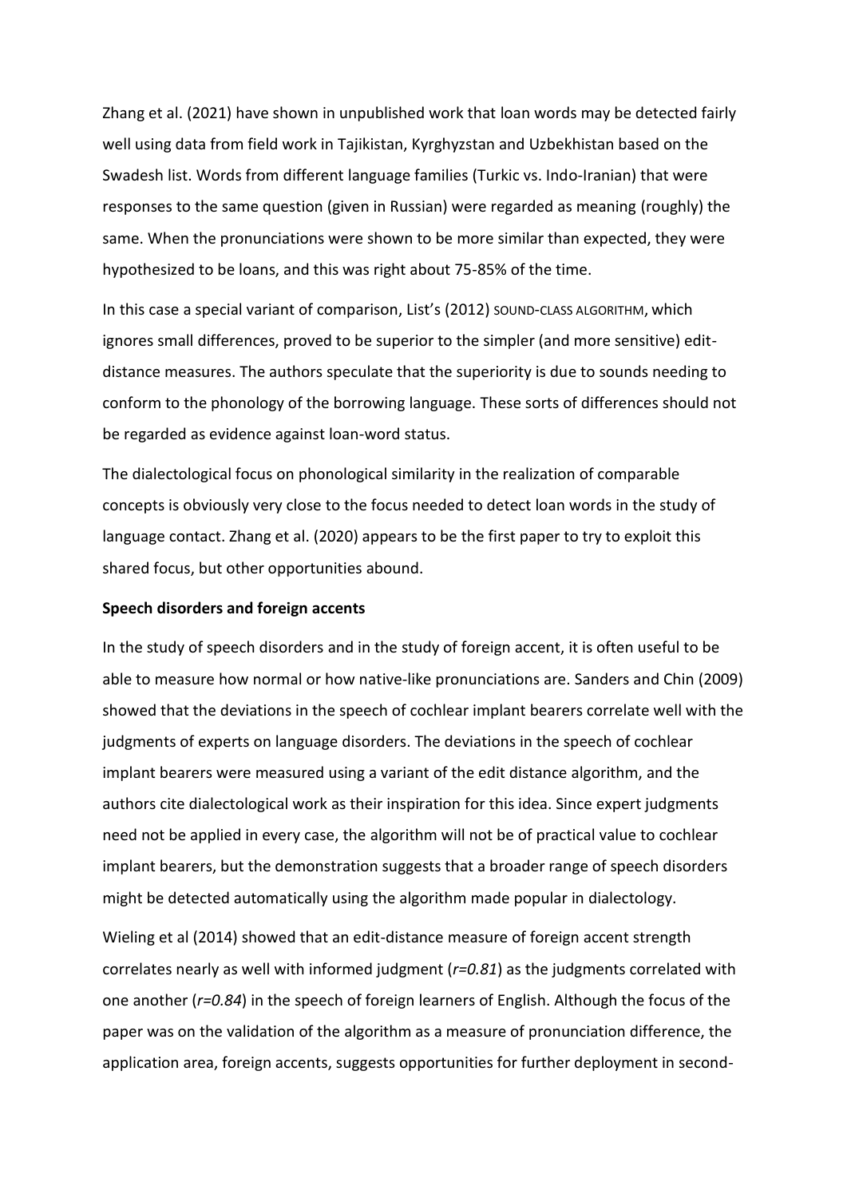Zhang et al. (2021) have shown in unpublished work that loan words may be detected fairly well using data from field work in Tajikistan, Kyrghyzstan and Uzbekhistan based on the Swadesh list. Words from different language families (Turkic vs. Indo-Iranian) that were responses to the same question (given in Russian) were regarded as meaning (roughly) the same. When the pronunciations were shown to be more similar than expected, they were hypothesized to be loans, and this was right about 75-85% of the time.

In this case a special variant of comparison, List's (2012) SOUND-CLASS ALGORITHM, which ignores small differences, proved to be superior to the simpler (and more sensitive) edit-distance measures. The authors speculate that the superiority is due to sounds needing to conform to the phonology of the borrowing language. These sorts of differences should not be regarded as evidence against loan-word status.

The dialectological focus on phonological similarity in the realization of comparable concepts is obviously very close to the focus needed to detect loan words in the study of language contact. Zhang et al. (2020) appears to be the first paper to try to exploit this shared focus, but other opportunities abound.

**Speech disorders and foreign accents**

In the study of speech disorders and in the study of foreign accent, it is often useful to be able to measure how normal or how native-like pronunciations are. Sanders and Chin (2009) showed that the deviations in the speech of cochlear implant bearers correlate well with the judgments of experts on language disorders. The deviations in the speech of cochlear implant bearers were measured using a variant of the edit distance algorithm, and the authors cite dialectological work as their inspiration for this idea. Since expert judgments need not be applied in every case, the algorithm will not be of practical value to cochlear implant bearers, but the demonstration suggests that a broader range of speech disorders might be detected automatically using the algorithm made popular in dialectology.

Wieling et al (2014) showed that an edit-distance measure of foreign accent strength correlates nearly as well with informed judgment (*r=0.81*) as the judgments correlated with one another (*r=0.84*) in the speech of foreign learners of English. Although the focus of the paper was on the validation of the algorithm as a measure of pronunciation difference, the application area, foreign accents, suggests opportunities for further deployment in second-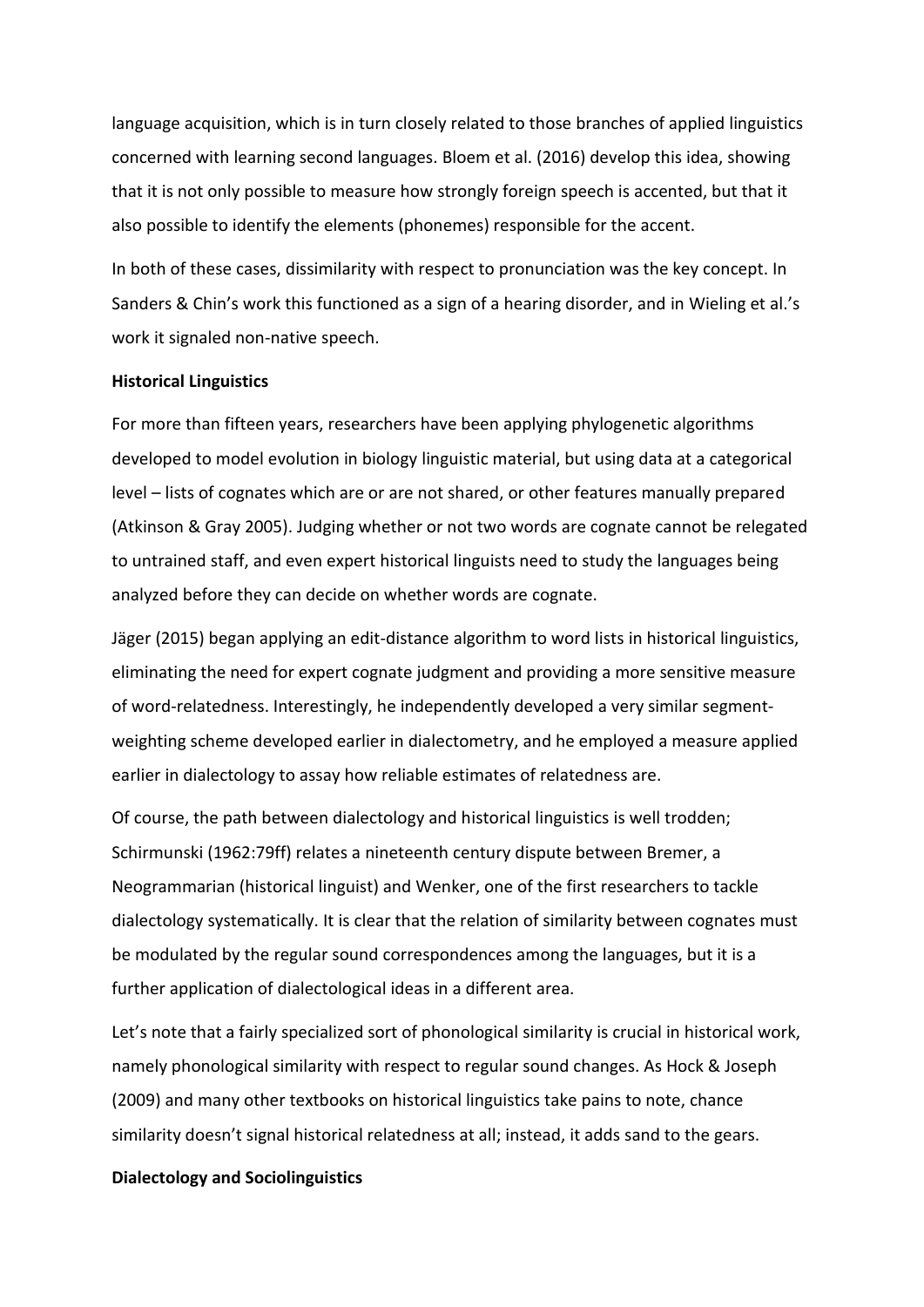language acquisition, which is in turn closely related to those branches of applied linguistics concerned with learning second languages. Bloem et al. (2016) develop this idea, showing that it is not only possible to measure how strongly foreign speech is accented, but that it also possible to identify the elements (phonemes) responsible for the accent.

In both of these cases, dissimilarity with respect to pronunciation was the key concept. In Sanders & Chin's work this functioned as a sign of a hearing disorder, and in Wieling et al.'s work it signaled non-native speech.

**Historical Linguistics**

For more than fifteen years, researchers have been applying phylogenetic algorithms developed to model evolution in biology linguistic material, but using data at a categorical level – lists of cognates which are or are not shared, or other features manually prepared (Atkinson & Gray 2005). Judging whether or not two words are cognate cannot be relegated to untrained staff, and even expert historical linguists need to study the languages being analyzed before they can decide on whether words are cognate.

Jäger (2015) began applying an edit-distance algorithm to word lists in historical linguistics, eliminating the need for expert cognate judgment and providing a more sensitive measure of word-relatedness. Interestingly, he independently developed a very similar segment-weighting scheme developed earlier in dialectometry, and he employed a measure applied earlier in dialectology to assay how reliable estimates of relatedness are.

Of course, the path between dialectology and historical linguistics is well trodden; Schirmunski (1962:79ff) relates a nineteenth century dispute between Bremer, a Neogrammarian (historical linguist) and Wenker, one of the first researchers to tackle dialectology systematically. It is clear that the relation of similarity between cognates must be modulated by the regular sound correspondences among the languages, but it is a further application of dialectological ideas in a different area.

Let's note that a fairly specialized sort of phonological similarity is crucial in historical work, namely phonological similarity with respect to regular sound changes. As Hock & Joseph (2009) and many other textbooks on historical linguistics take pains to note, chance similarity doesn't signal historical relatedness at all; instead, it adds sand to the gears.

**Dialectology and Sociolinguistics**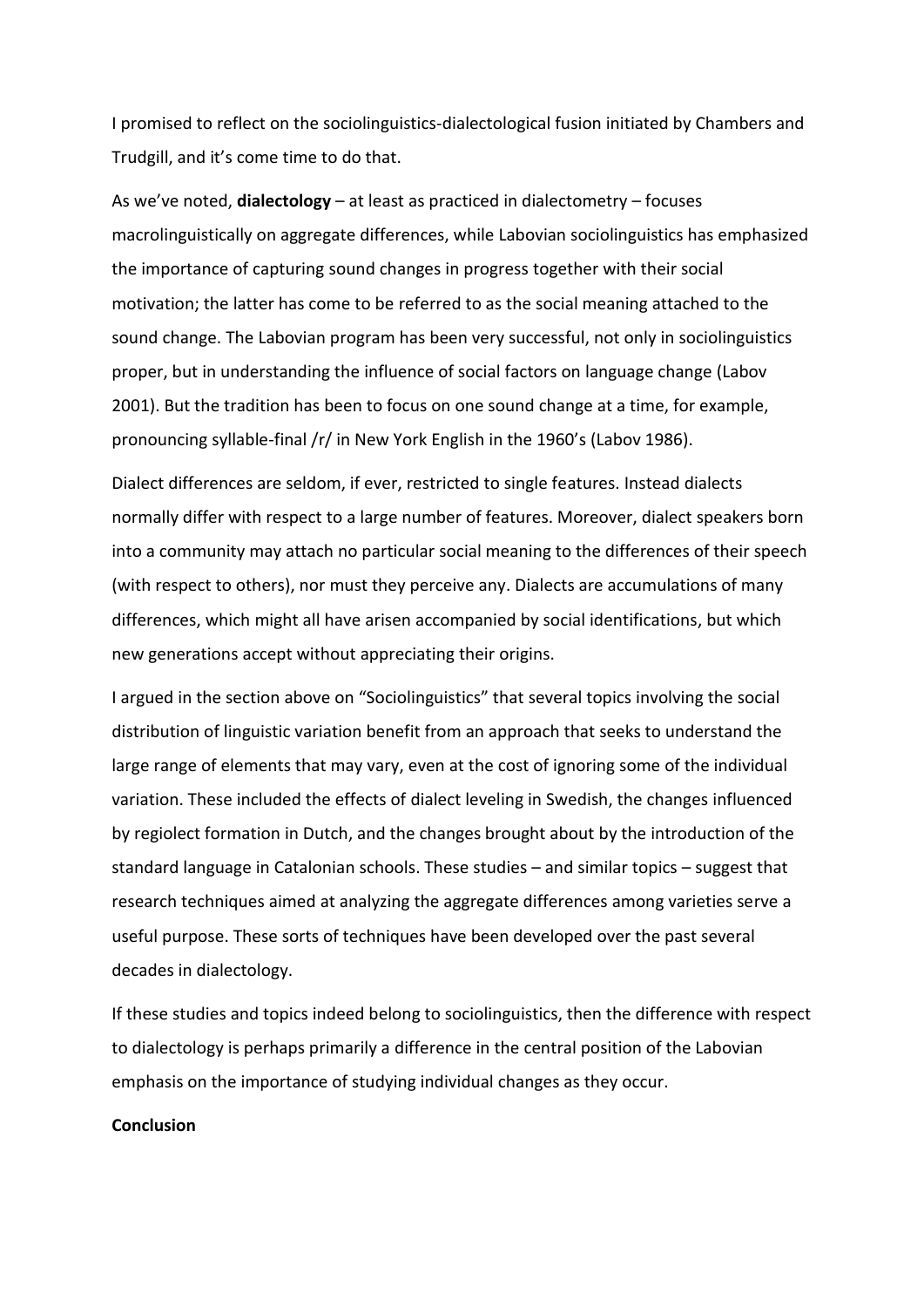I promised to reflect on the sociolinguistics-dialectological fusion initiated by Chambers and Trudgill, and it's come time to do that.

As we've noted, **dialectology** – at least as practiced in dialectometry – focuses macrolinguistically on aggregate differences, while Labovian sociolinguistics has emphasized the importance of capturing sound changes in progress together with their social motivation; the latter has come to be referred to as the social meaning attached to the sound change. The Labovian program has been very successful, not only in sociolinguistics proper, but in understanding the influence of social factors on language change (Labov 2001). But the tradition has been to focus on one sound change at a time, for example, pronouncing syllable-final /r/ in New York English in the 1960's (Labov 1986).

Dialect differences are seldom, if ever, restricted to single features. Instead dialects normally differ with respect to a large number of features. Moreover, dialect speakers born into a community may attach no particular social meaning to the differences of their speech (with respect to others), nor must they perceive any. Dialects are accumulations of many differences, which might all have arisen accompanied by social identifications, but which new generations accept without appreciating their origins.

I argued in the section above on "Sociolinguistics" that several topics involving the social distribution of linguistic variation benefit from an approach that seeks to understand the large range of elements that may vary, even at the cost of ignoring some of the individual variation. These included the effects of dialect leveling in Swedish, the changes influenced by regiolect formation in Dutch, and the changes brought about by the introduction of the standard language in Catalonian schools. These studies – and similar topics – suggest that research techniques aimed at analyzing the aggregate differences among varieties serve a useful purpose. These sorts of techniques have been developed over the past several decades in dialectology.

If these studies and topics indeed belong to sociolinguistics, then the difference with respect to dialectology is perhaps primarily a difference in the central position of the Labovian emphasis on the importance of studying individual changes as they occur.

**Conclusion**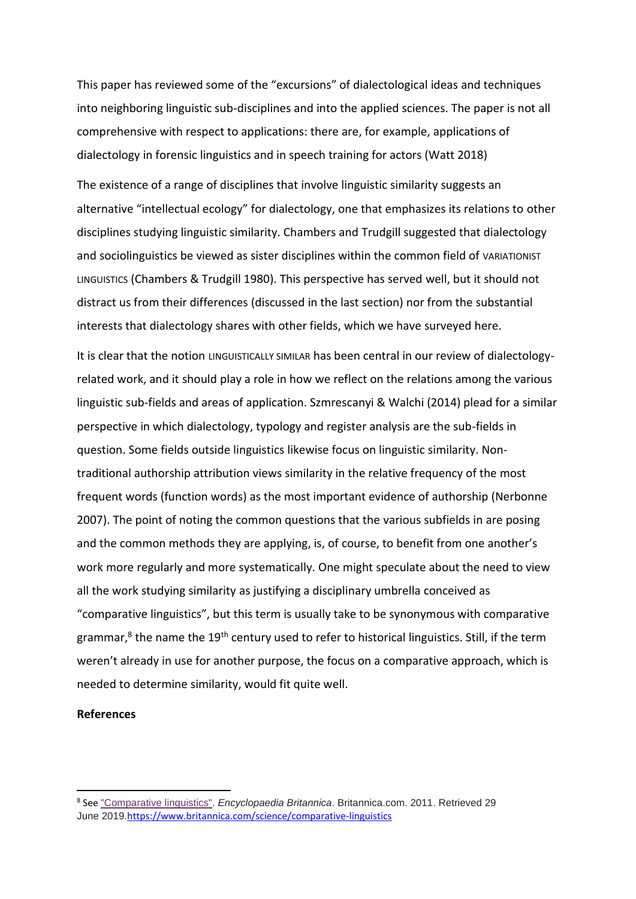This paper has reviewed some of the "excursions" of dialectological ideas and techniques into neighboring linguistic sub-disciplines and into the applied sciences. The paper is not all comprehensive with respect to applications: there are, for example, applications of dialectology in forensic linguistics and in speech training for actors (Watt 2018)

The existence of a range of disciplines that involve linguistic similarity suggests an alternative "intellectual ecology" for dialectology, one that emphasizes its relations to other disciplines studying linguistic similarity. Chambers and Trudgill suggested that dialectology and sociolinguistics be viewed as sister disciplines within the common field of VARIATIONIST LINGUISTICS (Chambers & Trudgill 1980). This perspective has served well, but it should not distract us from their differences (discussed in the last section) nor from the substantial interests that dialectology shares with other fields, which we have surveyed here.

It is clear that the notion LINGUISTICALLY SIMILAR has been central in our review of dialectology-related work, and it should play a role in how we reflect on the relations among the various linguistic sub-fields and areas of application. Szmrescanyi & Walchi (2014) plead for a similar perspective in which dialectology, typology and register analysis are the sub-fields in question. Some fields outside linguistics likewise focus on linguistic similarity. Non-traditional authorship attribution views similarity in the relative frequency of the most frequent words (function words) as the most important evidence of authorship (Nerbonne 2007). The point of noting the common questions that the various subfields in are posing and the common methods they are applying, is, of course, to benefit from one another's work more regularly and more systematically. One might speculate about the need to view all the work studying similarity as justifying a disciplinary umbrella conceived as "comparative linguistics", but this term is usually take to be synonymous with comparative grammar,[8] the name the 19th century used to refer to historical linguistics. Still, if the term weren't already in use for another purpose, the focus on a comparative approach, which is needed to determine similarity, would fit quite well.

**References**

---

[8] See "Comparative linguistics". *Encyclopaedia Britannica*. Britannica.com. 2011. Retrieved 29 June 2019. https://www.britannica.com/science/comparative-linguistics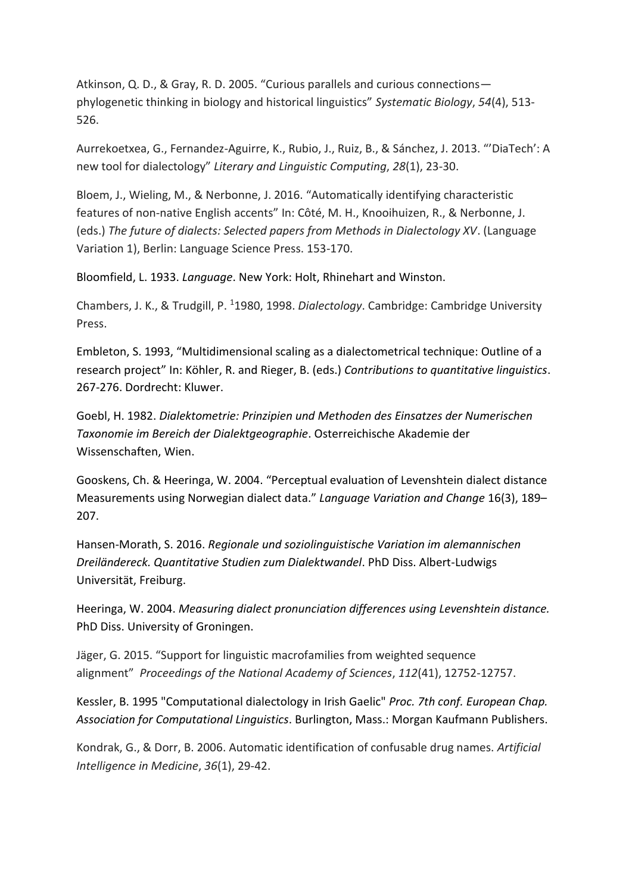Atkinson, Q. D., & Gray, R. D. 2005. “Curious parallels and curious connections—phylogenetic thinking in biology and historical linguistics” *Systematic Biology*, *54*(4), 513-526.

Aurrekoetxea, G., Fernandez-Aguirre, K., Rubio, J., Ruiz, B., & Sánchez, J. 2013. “’DiaTech’: A new tool for dialectology” *Literary and Linguistic Computing*, *28*(1), 23-30.

Bloem, J., Wieling, M., & Nerbonne, J. 2016. “Automatically identifying characteristic features of non-native English accents” In: Côté, M. H., Knooihuizen, R., & Nerbonne, J. (eds.) *The future of dialects: Selected papers from Methods in Dialectology XV*. (Language Variation 1), Berlin: Language Science Press. 153-170.

Bloomfield, L. 1933. *Language*. New York: Holt, Rhinehart and Winston.

Chambers, J. K., & Trudgill, P. [1]1980, 1998. *Dialectology*. Cambridge: Cambridge University Press.

Embleton, S. 1993, “Multidimensional scaling as a dialectometrical technique: Outline of a research project” In: Köhler, R. and Rieger, B. (eds.) *Contributions to quantitative linguistics*. 267-276. Dordrecht: Kluwer.

Goebl, H. 1982. *Dialektometrie: Prinzipien und Methoden des Einsatzes der Numerischen Taxonomie im Bereich der Dialektgeographie*. Osterreichische Akademie der Wissenschaften, Wien.

Gooskens, Ch. & Heeringa, W. 2004. “Perceptual evaluation of Levenshtein dialect distance Measurements using Norwegian dialect data.” *Language Variation and Change* 16(3), 189–207.

Hansen-Morath, S. 2016. *Regionale und soziolinguistische Variation im alemannischen Dreiländereck. Quantitative Studien zum Dialektwandel*. PhD Diss. Albert-Ludwigs Universität, Freiburg.

Heeringa, W. 2004. *Measuring dialect pronunciation differences using Levenshtein distance.* PhD Diss. University of Groningen.

Jäger, G. 2015. “Support for linguistic macrofamilies from weighted sequence alignment” *Proceedings of the National Academy of Sciences*, *112*(41), 12752-12757.

Kessler, B. 1995 "Computational dialectology in Irish Gaelic" *Proc. 7th conf. European Chap. Association for Computational Linguistics*. Burlington, Mass.: Morgan Kaufmann Publishers.

Kondrak, G., & Dorr, B. 2006. Automatic identification of confusable drug names. *Artificial Intelligence in Medicine*, *36*(1), 29-42.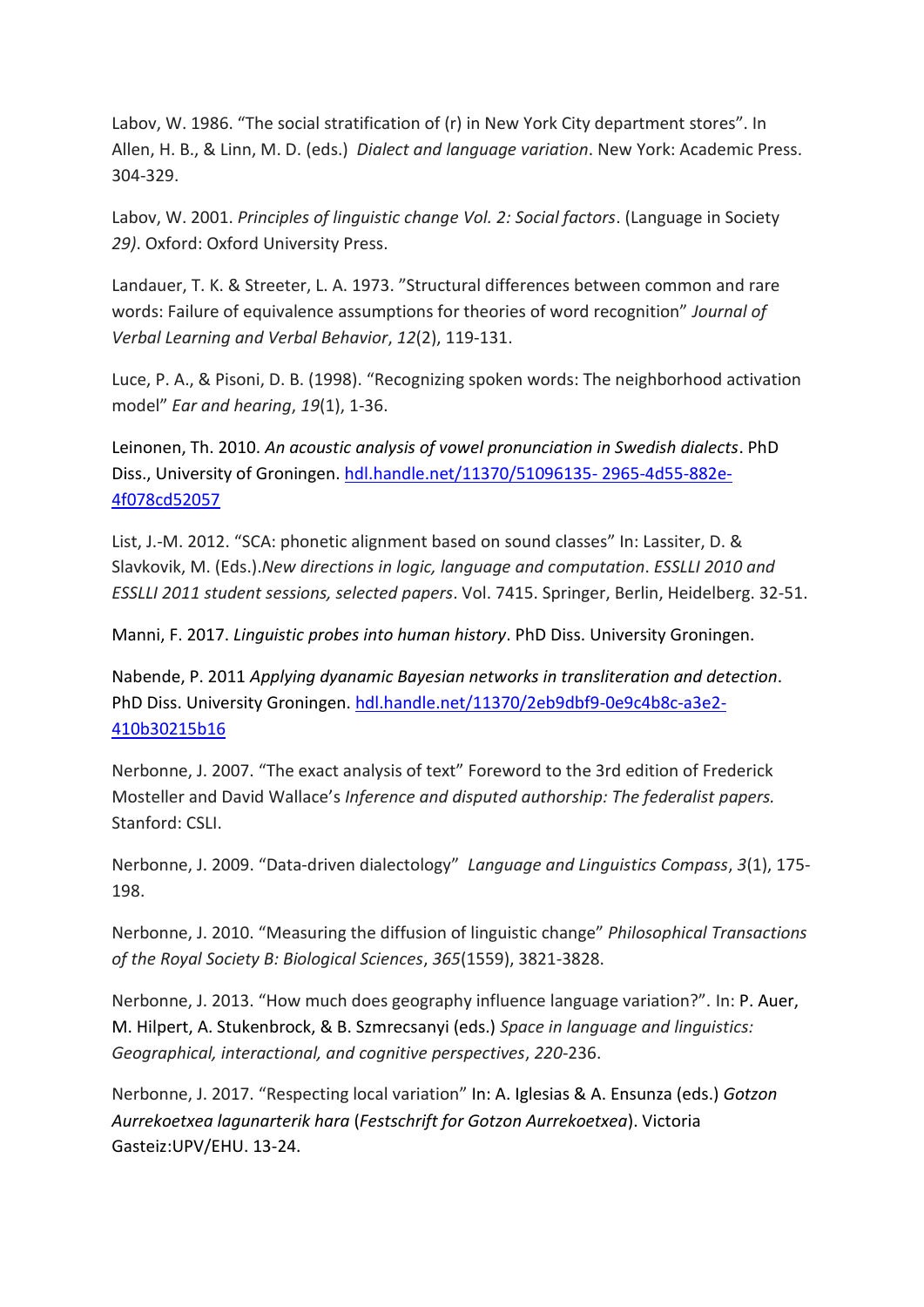Labov, W. 1986. “The social stratification of (r) in New York City department stores”. In Allen, H. B., & Linn, M. D. (eds.) *Dialect and language variation*. New York: Academic Press. 304-329.

Labov, W. 2001. *Principles of linguistic change Vol. 2: Social factors*. (Language in Society *29)*. Oxford: Oxford University Press.

Landauer, T. K. & Streeter, L. A. 1973. ”Structural differences between common and rare words: Failure of equivalence assumptions for theories of word recognition” *Journal of Verbal Learning and Verbal Behavior*, *12*(2), 119-131.

Luce, P. A., & Pisoni, D. B. (1998). “Recognizing spoken words: The neighborhood activation model” *Ear and hearing*, *19*(1), 1-36.

Leinonen, Th. 2010. *An acoustic analysis of vowel pronunciation in Swedish dialects*. PhD Diss., University of Groningen. [hdl.handle.net/11370/51096135- 2965-4d55-882e-4f078cd52057](hdl.handle.net/11370/51096135-2965-4d55-882e-4f078cd52057)

List, J.-M. 2012. “SCA: phonetic alignment based on sound classes” In: Lassiter, D. & Slavkovik, M. (Eds.).*New directions in logic, language and computation*. *ESSLLI 2010 and ESSLLI 2011 student sessions, selected papers*. Vol. 7415. Springer, Berlin, Heidelberg. 32-51.

Manni, F. 2017. *Linguistic probes into human history*. PhD Diss. University Groningen.

Nabende, P. 2011 *Applying dyanamic Bayesian networks in transliteration and detection*. PhD Diss. University Groningen. [hdl.handle.net/11370/2eb9dbf9-0e9c4b8c-a3e2-410b30215b16](hdl.handle.net/11370/2eb9dbf9-0e9c4b8c-a3e2-410b30215b16)

Nerbonne, J. 2007. “The exact analysis of text” Foreword to the 3rd edition of Frederick Mosteller and David Wallace’s *Inference and disputed authorship: The federalist papers.* Stanford: CSLI.

Nerbonne, J. 2009. “Data-driven dialectology” *Language and Linguistics Compass*, *3*(1), 175-198.

Nerbonne, J. 2010. “Measuring the diffusion of linguistic change” *Philosophical Transactions of the Royal Society B: Biological Sciences*, *365*(1559), 3821-3828.

Nerbonne, J. 2013. “How much does geography influence language variation?”. In: P. Auer, M. Hilpert, A. Stukenbrock, & B. Szmrecsanyi (eds.) *Space in language and linguistics: Geographical, interactional, and cognitive perspectives*, *220*-236.

Nerbonne, J. 2017. “Respecting local variation” In: A. Iglesias & A. Ensunza (eds.) *Gotzon Aurrekoetxea lagunarterik hara* (*Festschrift for Gotzon Aurrekoetxea*). Victoria Gasteiz:UPV/EHU. 13-24.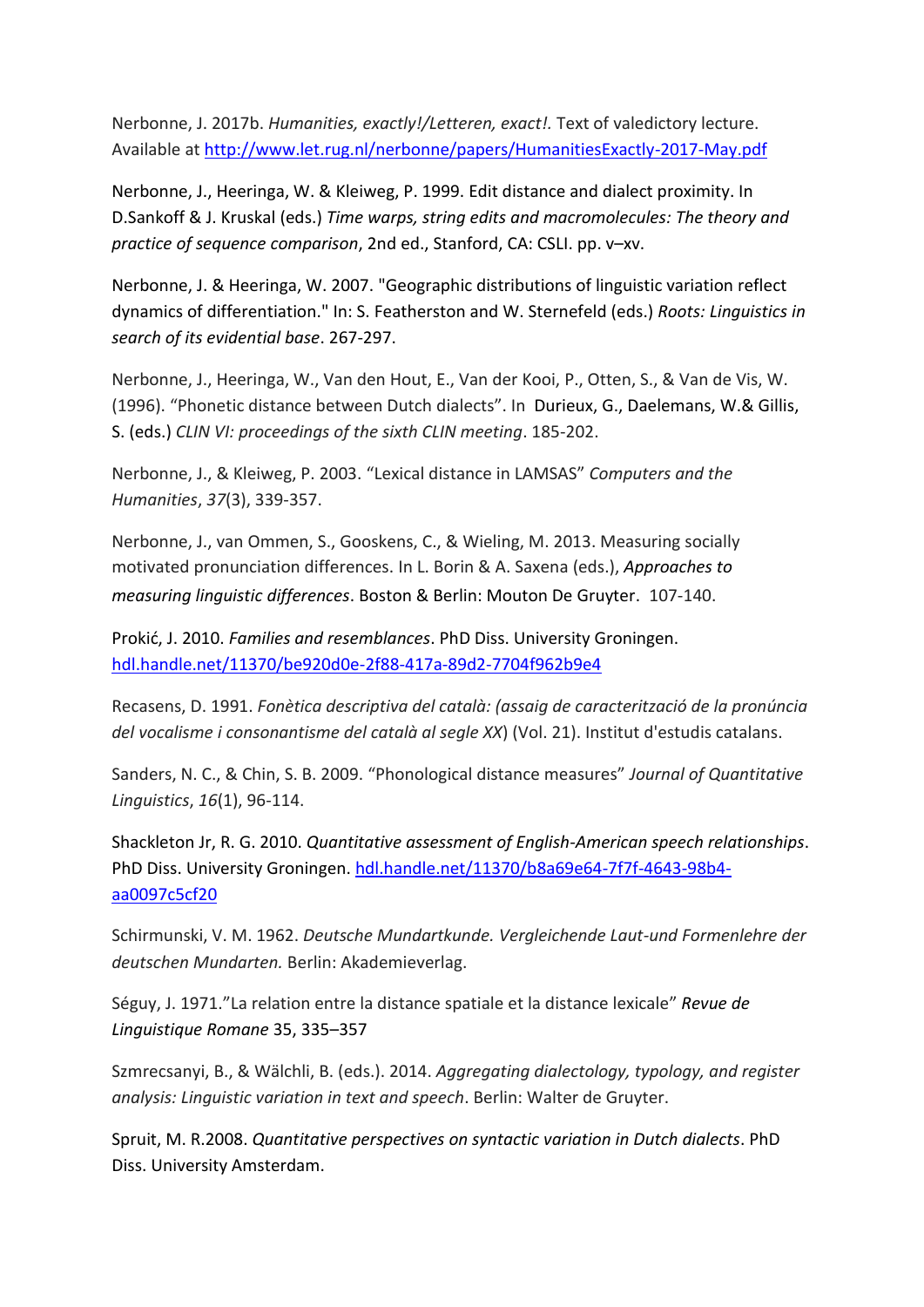Nerbonne, J. 2017b. *Humanities, exactly!/Letteren, exact!.* Text of valedictory lecture. Available at http://www.let.rug.nl/nerbonne/papers/HumanitiesExactly-2017-May.pdf

Nerbonne, J., Heeringa, W. & Kleiweg, P. 1999. Edit distance and dialect proximity. In D.Sankoff & J. Kruskal (eds.) *Time warps, string edits and macromolecules: The theory and practice of sequence comparison*, 2nd ed., Stanford, CA: CSLI. pp. v–xv.

Nerbonne, J. & Heeringa, W. 2007. "Geographic distributions of linguistic variation reflect dynamics of differentiation." In: S. Featherston and W. Sternefeld (eds.) *Roots: Linguistics in search of its evidential base*. 267-297.

Nerbonne, J., Heeringa, W., Van den Hout, E., Van der Kooi, P., Otten, S., & Van de Vis, W. (1996). "Phonetic distance between Dutch dialects". In Durieux, G., Daelemans, W.& Gillis, S. (eds.) *CLIN VI: proceedings of the sixth CLIN meeting*. 185-202.

Nerbonne, J., & Kleiweg, P. 2003. "Lexical distance in LAMSAS" *Computers and the Humanities*, *37*(3), 339-357.

Nerbonne, J., van Ommen, S., Gooskens, C., & Wieling, M. 2013. Measuring socially motivated pronunciation differences. In L. Borin & A. Saxena (eds.), *Approaches to measuring linguistic differences*. Boston & Berlin: Mouton De Gruyter. 107-140.

Prokić, J. 2010. *Families and resemblances*. PhD Diss. University Groningen. hdl.handle.net/11370/be920d0e-2f88-417a-89d2-7704f962b9e4

Recasens, D. 1991. *Fonètica descriptiva del català: (assaig de caracterització de la pronúncia del vocalisme i consonantisme del català al segle XX*) (Vol. 21). Institut d'estudis catalans.

Sanders, N. C., & Chin, S. B. 2009. "Phonological distance measures" *Journal of Quantitative Linguistics*, *16*(1), 96-114.

Shackleton Jr, R. G. 2010. *Quantitative assessment of English-American speech relationships*. PhD Diss. University Groningen. hdl.handle.net/11370/b8a69e64-7f7f-4643-98b4-aa0097c5cf20

Schirmunski, V. M. 1962. *Deutsche Mundartkunde. Vergleichende Laut-und Formenlehre der deutschen Mundarten.* Berlin: Akademieverlag.

Séguy, J. 1971."La relation entre la distance spatiale et la distance lexicale" *Revue de Linguistique Romane* 35, 335–357

Szmrecsanyi, B., & Wälchli, B. (eds.). 2014. *Aggregating dialectology, typology, and register analysis: Linguistic variation in text and speech*. Berlin: Walter de Gruyter.

Spruit, M. R.2008. *Quantitative perspectives on syntactic variation in Dutch dialects*. PhD Diss. University Amsterdam.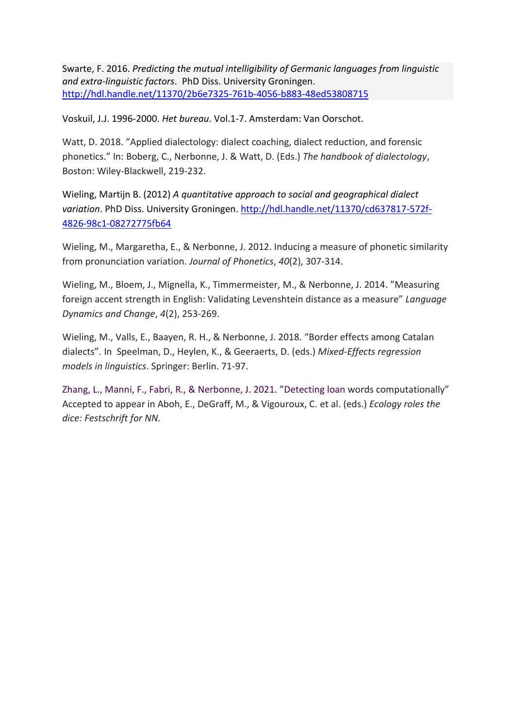Swarte, F. 2016. *Predicting the mutual intelligibility of Germanic languages from linguistic and extra-linguistic factors*. PhD Diss. University Groningen. http://hdl.handle.net/11370/2b6e7325-761b-4056-b883-48ed53808715

Voskuil, J.J. 1996-2000. *Het bureau*. Vol.1-7. Amsterdam: Van Oorschot.

Watt, D. 2018. "Applied dialectology: dialect coaching, dialect reduction, and forensic phonetics." In: Boberg, C., Nerbonne, J. & Watt, D. (Eds.) *The handbook of dialectology*, Boston: Wiley-Blackwell, 219-232.

Wieling, Martijn B. (2012) *A quantitative approach to social and geographical dialect variation*. PhD Diss. University Groningen. http://hdl.handle.net/11370/cd637817-572f-4826-98c1-08272775fb64

Wieling, M., Margaretha, E., & Nerbonne, J. 2012. Inducing a measure of phonetic similarity from pronunciation variation. *Journal of Phonetics*, *40*(2), 307-314.

Wieling, M., Bloem, J., Mignella, K., Timmermeister, M., & Nerbonne, J. 2014. "Measuring foreign accent strength in English: Validating Levenshtein distance as a measure" *Language Dynamics and Change*, *4*(2), 253-269.

Wieling, M., Valls, E., Baayen, R. H., & Nerbonne, J. 2018. "Border effects among Catalan dialects". In Speelman, D., Heylen, K., & Geeraerts, D. (eds.) *Mixed-Effects regression models in linguistics*. Springer: Berlin. 71-97.

Zhang, L., Manni, F., Fabri, R., & Nerbonne, J. 2021. "Detecting loan words computationally" Accepted to appear in Aboh, E., DeGraff, M., & Vigouroux, C. et al. (eds.) *Ecology roles the dice: Festschrift for NN.*